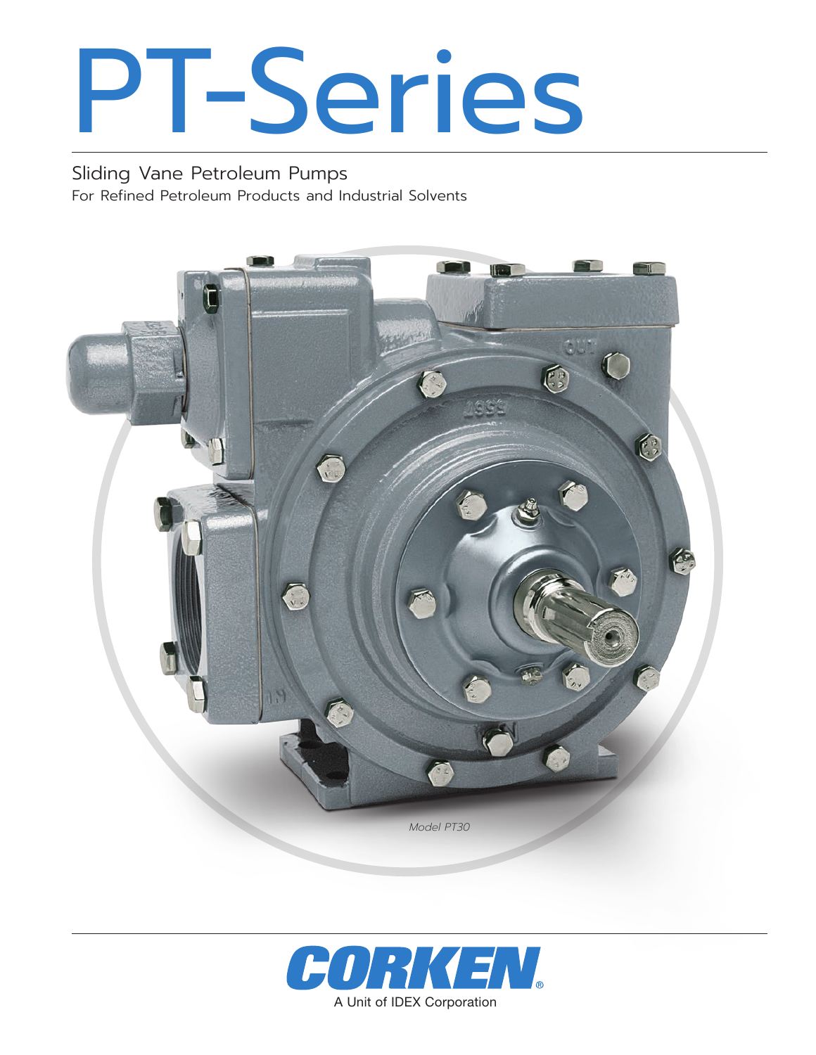# PT-Series

## Sliding Vane Petroleum Pumps

For Refined Petroleum Products and Industrial Solvents

*Model PT30*

CORKEN®

A Unit of IDEX Corporation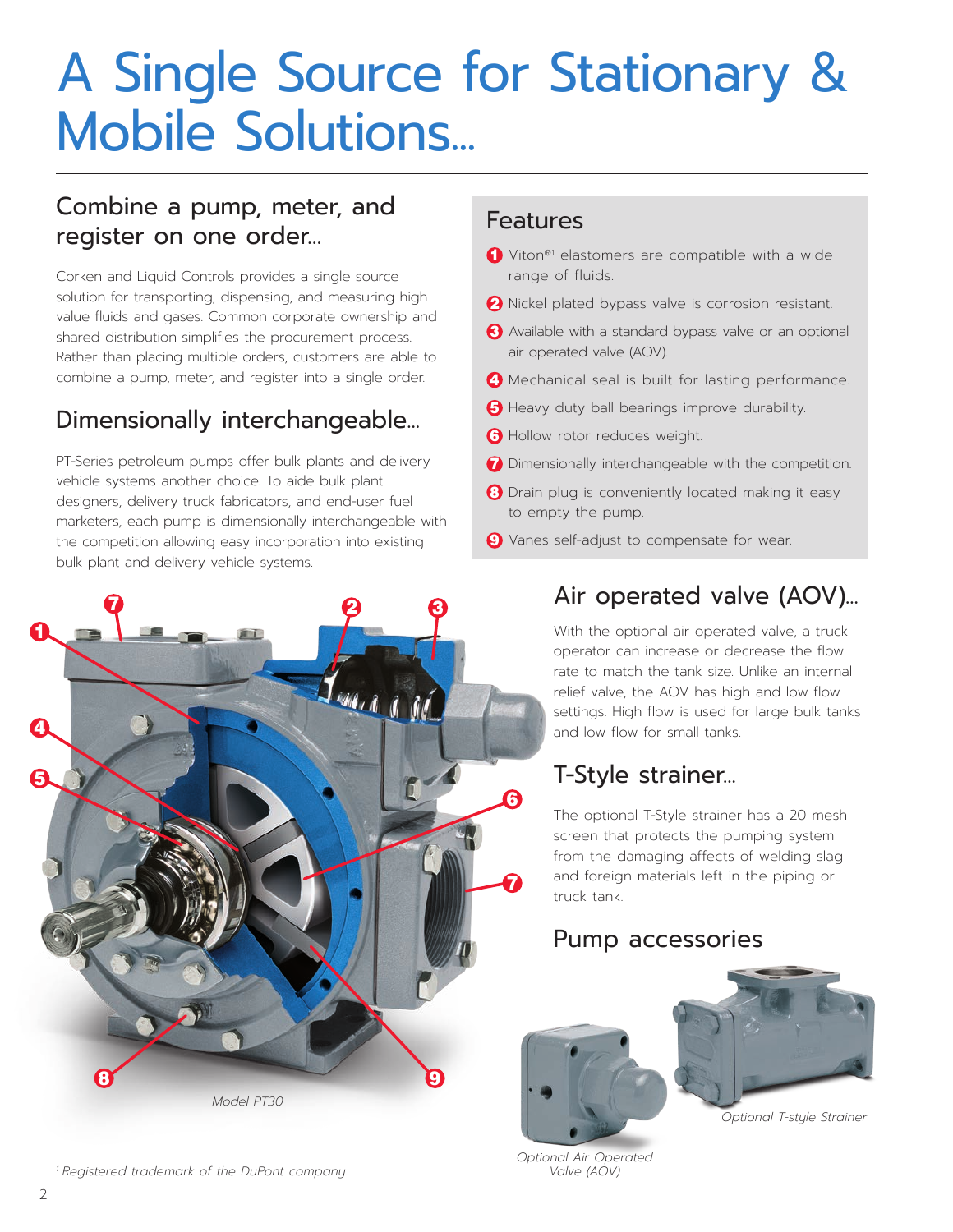# A Single Source for Stationary & Mobile Solutions...

## Combine a pump, meter, and register on one order...

Corken and Liquid Controls provides a single source solution for transporting, dispensing, and measuring high value fluids and gases. Common corporate ownership and shared distribution simplifies the procurement process. Rather than placing multiple orders, customers are able to combine a pump, meter, and register into a single order.

## Dimensionally interchangeable...

PT-Series petroleum pumps offer bulk plants and delivery vehicle systems another choice. To aide bulk plant designers, delivery truck fabricators, and end-user fuel marketers, each pump is dimensionally interchangeable with the competition allowing easy incorporation into existing bulk plant and delivery vehicle systems.

## Features

1. Viton®[1] elastomers are compatible with a wide range of fluids.
2. Nickel plated bypass valve is corrosion resistant.
3. Available with a standard bypass valve or an optional air operated valve (AOV).
4. Mechanical seal is built for lasting performance.
5. Heavy duty ball bearings improve durability.
6. Hollow rotor reduces weight.
7. Dimensionally interchangeable with the competition.
8. Drain plug is conveniently located making it easy to empty the pump.
9. Vanes self-adjust to compensate for wear.

*Model PT30*

## Air operated valve (AOV)...

With the optional air operated valve, a truck operator can increase or decrease the flow rate to match the tank size. Unlike an internal relief valve, the AOV has high and low flow settings. High flow is used for large bulk tanks and low flow for small tanks.

## T-Style strainer...

The optional T-Style strainer has a 20 mesh screen that protects the pumping system from the damaging affects of welding slag and foreign materials left in the piping or truck tank.

## Pump accessories

*Optional Air Operated Valve (AOV)*

*Optional T-style Strainer*

[1] *Registered trademark of the DuPont company.*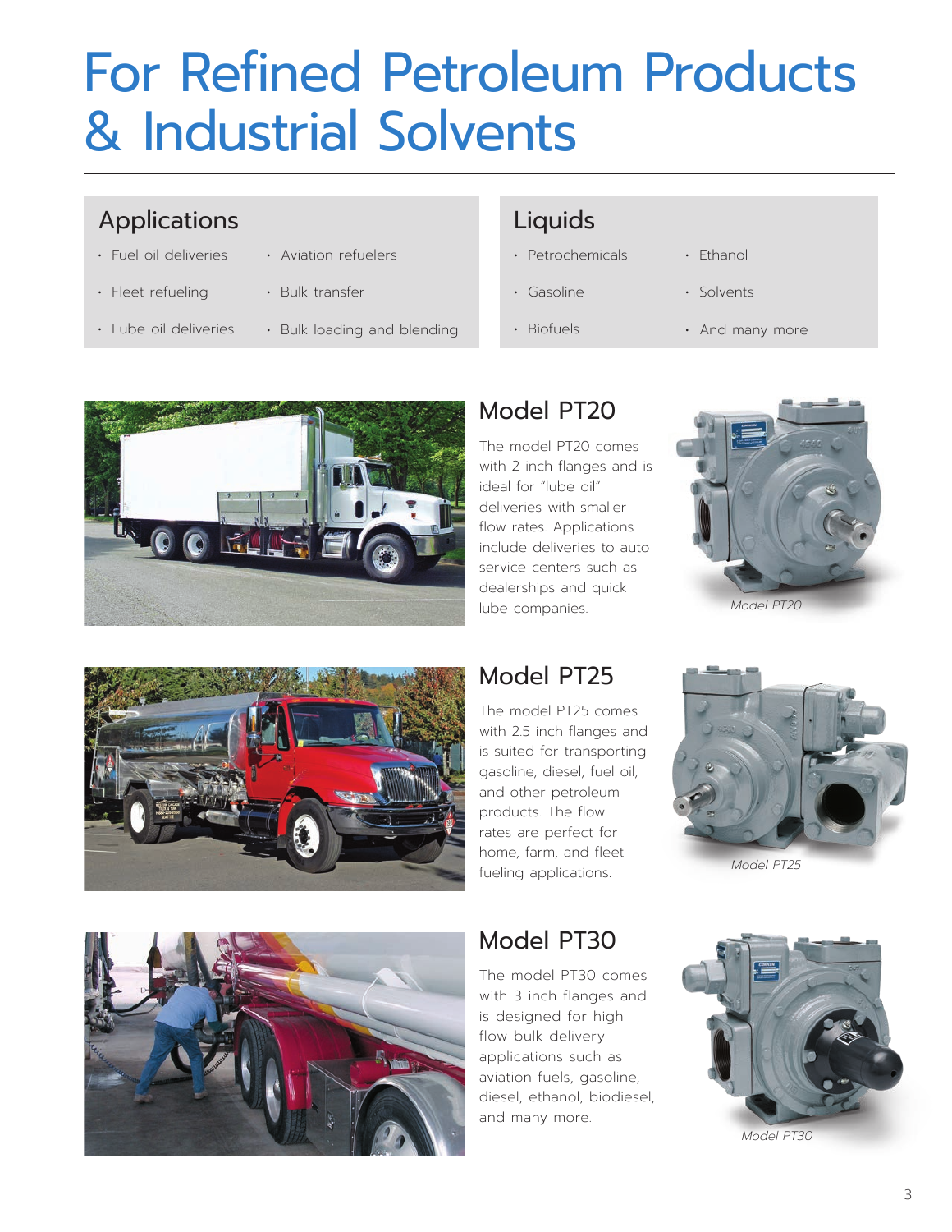# For Refined Petroleum Products & Industrial Solvents

## Applications

- Fuel oil deliveries
- Fleet refueling
- Lube oil deliveries
- Aviation refuelers
- Bulk transfer
- Bulk loading and blending

## Liquids

- Petrochemicals
- Gasoline
- Biofuels
- Ethanol
- Solvents
- And many more

## Model PT20

The model PT20 comes with 2 inch flanges and is ideal for "lube oil" deliveries with smaller flow rates. Applications include deliveries to auto service centers such as dealerships and quick lube companies.

*Model PT20*

## Model PT25

The model PT25 comes with 2.5 inch flanges and is suited for transporting gasoline, diesel, fuel oil, and other petroleum products. The flow rates are perfect for home, farm, and fleet fueling applications.

*Model PT25*

## Model PT30

The model PT30 comes with 3 inch flanges and is designed for high flow bulk delivery applications such as aviation fuels, gasoline, diesel, ethanol, biodiesel, and many more.

*Model PT30*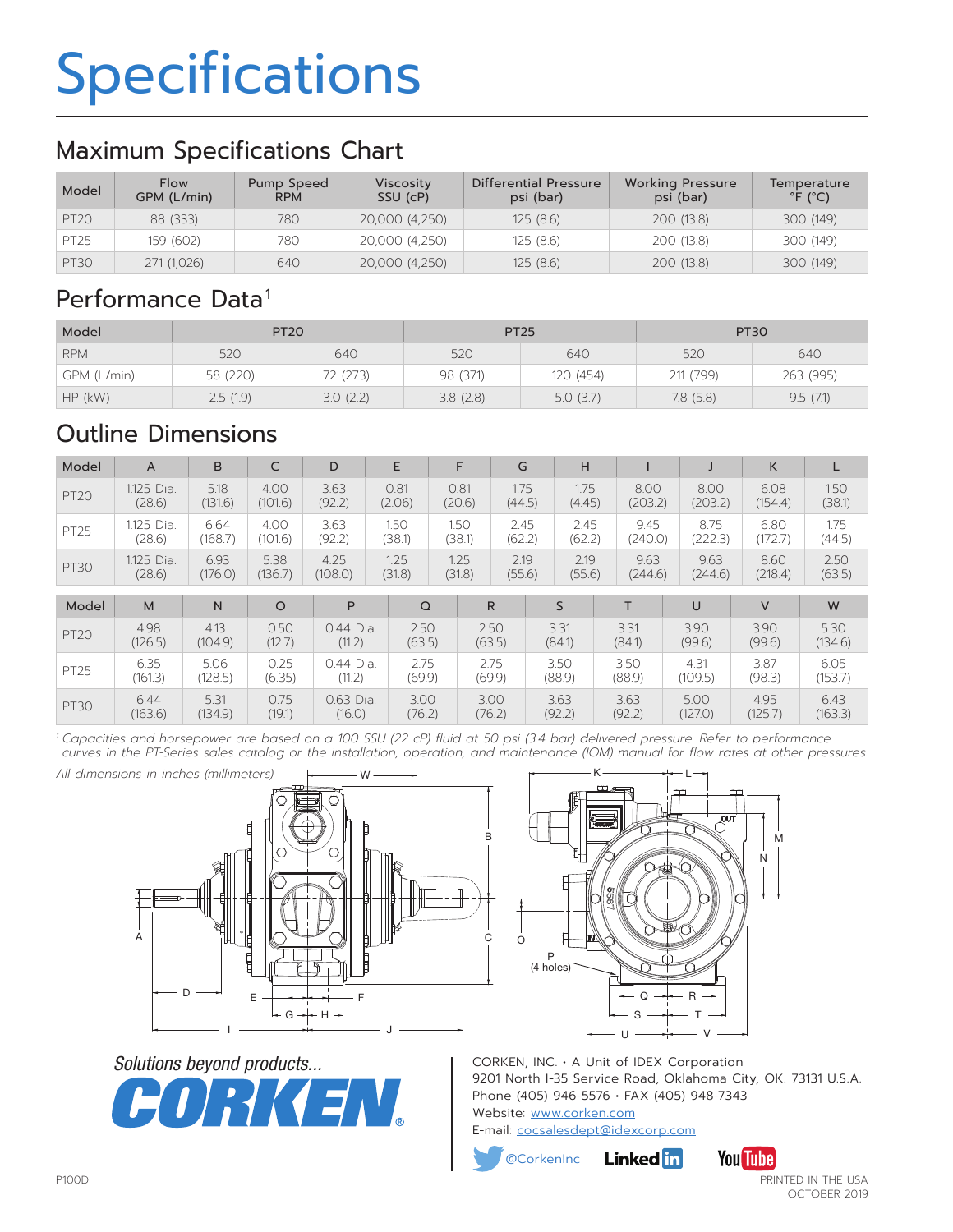# Specifications

## Maximum Specifications Chart

| Model | Flow GPM (L/min) | Pump Speed RPM | Viscosity SSU (cP) | Differential Pressure psi (bar) | Working Pressure psi (bar) | Temperature °F (°C) |
|---|---|---|---|---|---|---|
| PT20 | 88 (333) | 780 | 20,000 (4,250) | 125 (8.6) | 200 (13.8) | 300 (149) |
| PT25 | 159 (602) | 780 | 20,000 (4,250) | 125 (8.6) | 200 (13.8) | 300 (149) |
| PT30 | 271 (1,026) | 640 | 20,000 (4,250) | 125 (8.6) | 200 (13.8) | 300 (149) |

## Performance Data[1]

| Model | PT20 | | PT25 | | PT30 | |
|---|---|---|---|---|---|---|
| RPM | 520 | 640 | 520 | 640 | 520 | 640 |
| GPM (L/min) | 58 (220) | 72 (273) | 98 (371) | 120 (454) | 211 (799) | 263 (995) |
| HP (kW) | 2.5 (1.9) | 3.0 (2.2) | 3.8 (2.8) | 5.0 (3.7) | 7.8 (5.8) | 9.5 (7.1) |

## Outline Dimensions

| Model | A | B | C | D | E | F | G | H | I | J | K | L |
|---|---|---|---|---|---|---|---|---|---|---|---|---|
| PT20 | 1.125 Dia. (28.6) | 5.18 (131.6) | 4.00 (101.6) | 3.63 (92.2) | 0.81 (2.06) | 0.81 (20.6) | 1.75 (44.5) | 1.75 (4.45) | 8.00 (203.2) | 8.00 (203.2) | 6.08 (154.4) | 1.50 (38.1) |
| PT25 | 1.125 Dia. (28.6) | 6.64 (168.7) | 4.00 (101.6) | 3.63 (92.2) | 1.50 (38.1) | 1.50 (38.1) | 2.45 (62.2) | 2.45 (62.2) | 9.45 (240.0) | 8.75 (222.3) | 6.80 (172.7) | 1.75 (44.5) |
| PT30 | 1.125 Dia. (28.6) | 6.93 (176.0) | 5.38 (136.7) | 4.25 (108.0) | 1.25 (31.8) | 1.25 (31.8) | 2.19 (55.6) | 2.19 (55.6) | 9.63 (244.6) | 9.63 (244.6) | 8.60 (218.4) | 2.50 (63.5) |

| Model | M | N | O | P | Q | R | S | T | U | V | W |
|---|---|---|---|---|---|---|---|---|---|---|---|
| PT20 | 4.98 (126.5) | 4.13 (104.9) | 0.50 (12.7) | 0.44 Dia. (11.2) | 2.50 (63.5) | 2.50 (63.5) | 3.31 (84.1) | 3.31 (84.1) | 3.90 (99.6) | 3.90 (99.6) | 5.30 (134.6) |
| PT25 | 6.35 (161.3) | 5.06 (128.5) | 0.25 (6.35) | 0.44 Dia. (11.2) | 2.75 (69.9) | 2.75 (69.9) | 3.50 (88.9) | 3.50 (88.9) | 4.31 (109.5) | 3.87 (98.3) | 6.05 (153.7) |
| PT30 | 6.44 (163.6) | 5.31 (134.9) | 0.75 (19.1) | 0.63 Dia. (16.0) | 3.00 (76.2) | 3.00 (76.2) | 3.63 (92.2) | 3.63 (92.2) | 5.00 (127.0) | 4.95 (125.7) | 6.43 (163.3) |

*[1] Capacities and horsepower are based on a 100 SSU (22 cP) fluid at 50 psi (3.4 bar) delivered pressure. Refer to performance curves in the PT-Series sales catalog or the installation, operation, and maintenance (IOM) manual for flow rates at other pressures.*

*All dimensions in inches (millimeters)*

W
B
C
A
D
E
F
G
H
I
J
K
L
M
N
O
P (4 holes)
Q
R
S
T
U
V
OUT

*Solutions beyond products...*

CORKEN

CORKEN, INC. • A Unit of IDEX Corporation
9201 North I-35 Service Road, Oklahoma City, OK. 73131 U.S.A.
Phone (405) 946-5576 • FAX (405) 948-7343
Website: www.corken.com
E-mail: cocsalesdept@idexcorp.com

@CorkenInc LinkedIn YouTube

P100D

PRINTED IN THE USA
OCTOBER 2019